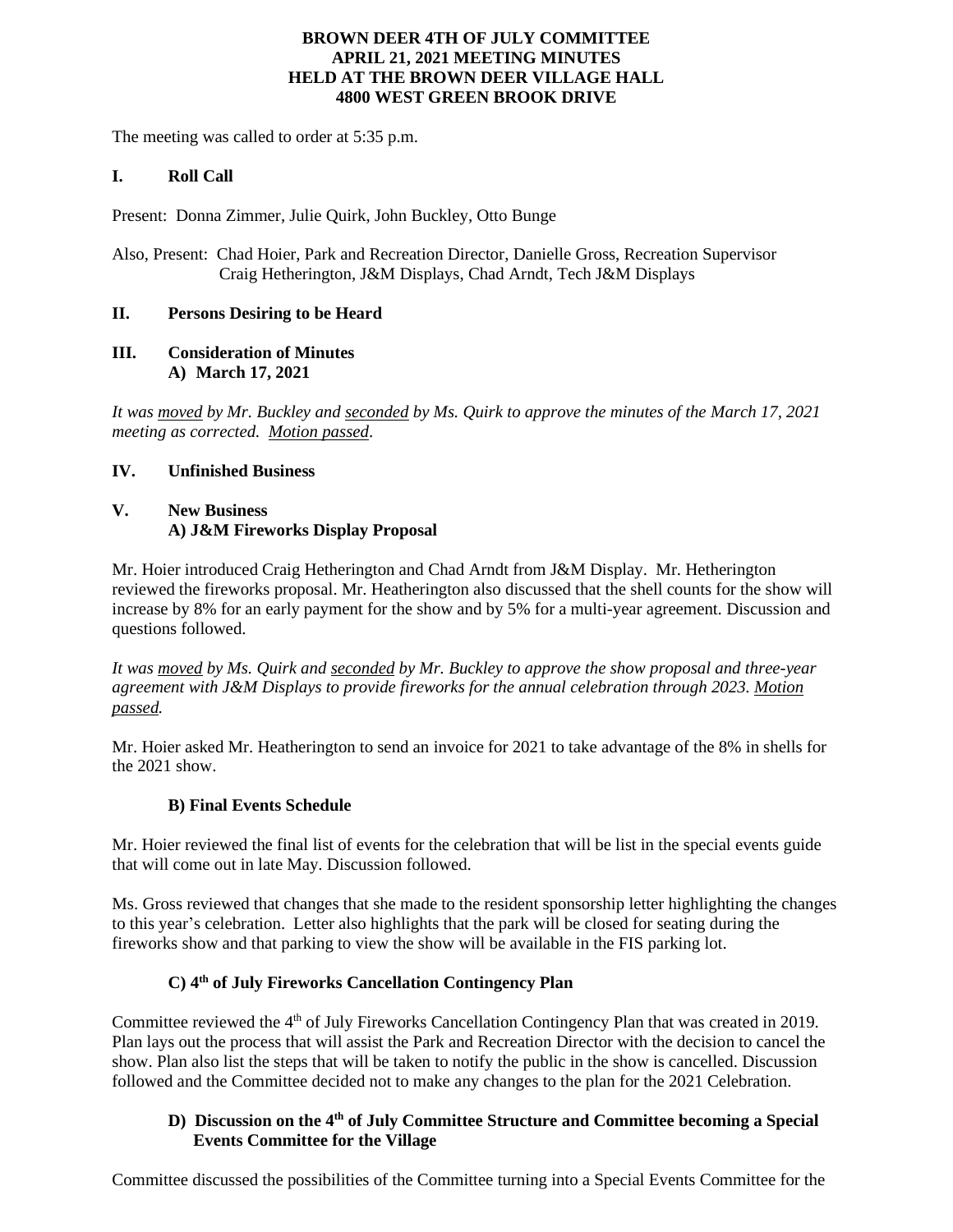# BROWN DEER 4TH OF JULY COMMITTEE
## APRIL 21, 2021 MEETING MINUTES
## HELD AT THE BROWN DEER VILLAGE HALL
## 4800 WEST GREEN BROOK DRIVE

The meeting was called to order at 5:35 p.m.

## I. Roll Call

Present: Donna Zimmer, Julie Quirk, John Buckley, Otto Bunge

Also, Present: Chad Hoier, Park and Recreation Director, Danielle Gross, Recreation Supervisor
Craig Hetherington, J&M Displays, Chad Arndt, Tech J&M Displays

## II. Persons Desiring to be Heard

## III. Consideration of Minutes

**A) March 17, 2021**

*It was moved by Mr. Buckley and seconded by Ms. Quirk to approve the minutes of the March 17, 2021 meeting as corrected. Motion passed.*

## IV. Unfinished Business

## V. New Business

**A) J&M Fireworks Display Proposal**

Mr. Hoier introduced Craig Hetherington and Chad Arndt from J&M Display. Mr. Hetherington reviewed the fireworks proposal. Mr. Heatherington also discussed that the shell counts for the show will increase by 8% for an early payment for the show and by 5% for a multi-year agreement. Discussion and questions followed.

*It was moved by Ms. Quirk and seconded by Mr. Buckley to approve the show proposal and three-year agreement with J&M Displays to provide fireworks for the annual celebration through 2023. Motion passed.*

Mr. Hoier asked Mr. Heatherington to send an invoice for 2021 to take advantage of the 8% in shells for the 2021 show.

**B) Final Events Schedule**

Mr. Hoier reviewed the final list of events for the celebration that will be list in the special events guide that will come out in late May. Discussion followed.

Ms. Gross reviewed that changes that she made to the resident sponsorship letter highlighting the changes to this year's celebration. Letter also highlights that the park will be closed for seating during the fireworks show and that parking to view the show will be available in the FIS parking lot.

**C) 4th of July Fireworks Cancellation Contingency Plan**

Committee reviewed the 4th of July Fireworks Cancellation Contingency Plan that was created in 2019. Plan lays out the process that will assist the Park and Recreation Director with the decision to cancel the show. Plan also list the steps that will be taken to notify the public in the show is cancelled. Discussion followed and the Committee decided not to make any changes to the plan for the 2021 Celebration.

**D) Discussion on the 4th of July Committee Structure and Committee becoming a Special Events Committee for the Village**

Committee discussed the possibilities of the Committee turning into a Special Events Committee for the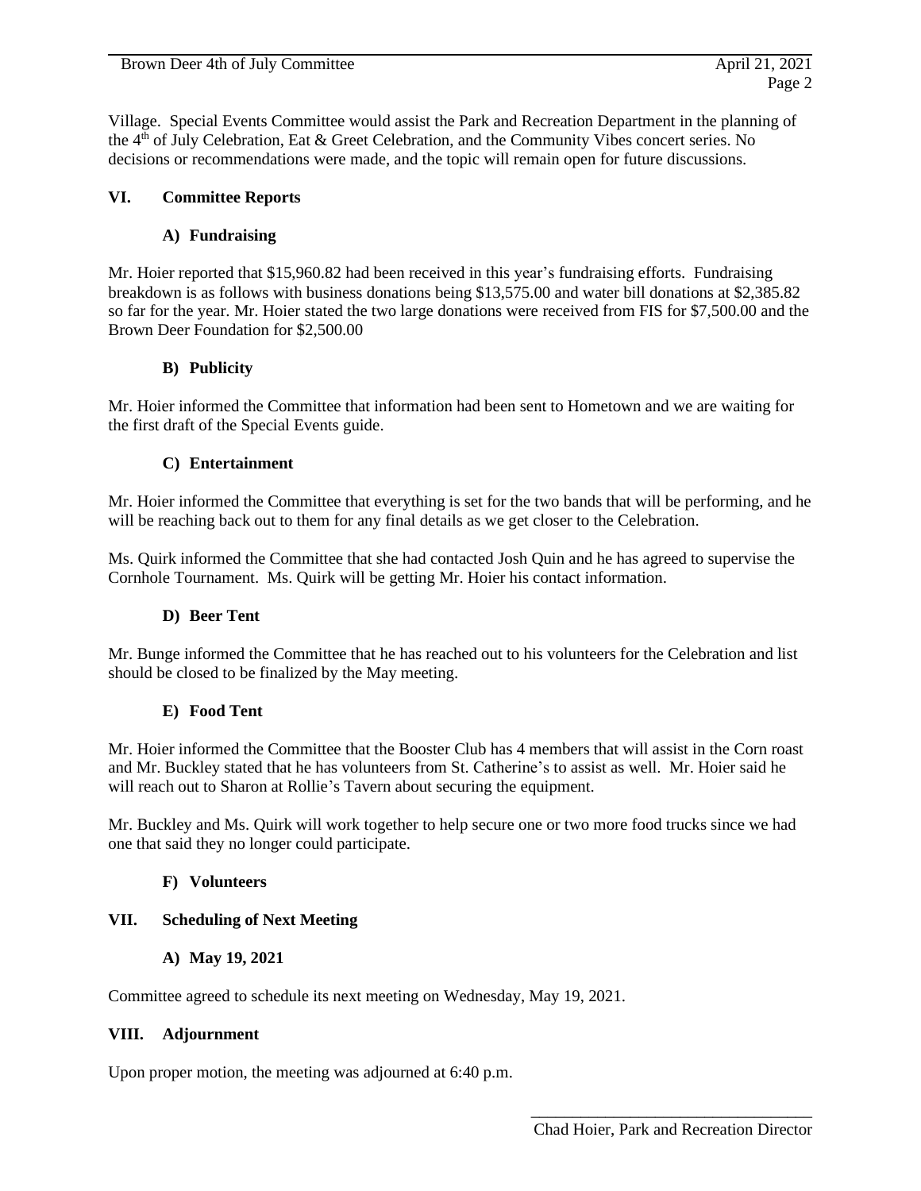Village. Special Events Committee would assist the Park and Recreation Department in the planning of the 4th of July Celebration, Eat & Greet Celebration, and the Community Vibes concert series. No decisions or recommendations were made, and the topic will remain open for future discussions.

## VI. Committee Reports

### A) Fundraising

Mr. Hoier reported that $15,960.82 had been received in this year's fundraising efforts. Fundraising breakdown is as follows with business donations being $13,575.00 and water bill donations at $2,385.82 so far for the year. Mr. Hoier stated the two large donations were received from FIS for $7,500.00 and the Brown Deer Foundation for $2,500.00

### B) Publicity

Mr. Hoier informed the Committee that information had been sent to Hometown and we are waiting for the first draft of the Special Events guide.

### C) Entertainment

Mr. Hoier informed the Committee that everything is set for the two bands that will be performing, and he will be reaching back out to them for any final details as we get closer to the Celebration.

Ms. Quirk informed the Committee that she had contacted Josh Quin and he has agreed to supervise the Cornhole Tournament. Ms. Quirk will be getting Mr. Hoier his contact information.

### D) Beer Tent

Mr. Bunge informed the Committee that he has reached out to his volunteers for the Celebration and list should be closed to be finalized by the May meeting.

### E) Food Tent

Mr. Hoier informed the Committee that the Booster Club has 4 members that will assist in the Corn roast and Mr. Buckley stated that he has volunteers from St. Catherine's to assist as well. Mr. Hoier said he will reach out to Sharon at Rollie's Tavern about securing the equipment.

Mr. Buckley and Ms. Quirk will work together to help secure one or two more food trucks since we had one that said they no longer could participate.

### F) Volunteers

## VII. Scheduling of Next Meeting

### A) May 19, 2021

Committee agreed to schedule its next meeting on Wednesday, May 19, 2021.

## VIII. Adjournment

Upon proper motion, the meeting was adjourned at 6:40 p.m.

\_\_\_\_\_\_\_\_\_\_\_\_\_\_\_\_\_\_\_\_\_\_\_\_\_\_\_\_\_\_\_\_\_\_\_

Chad Hoier, Park and Recreation Director